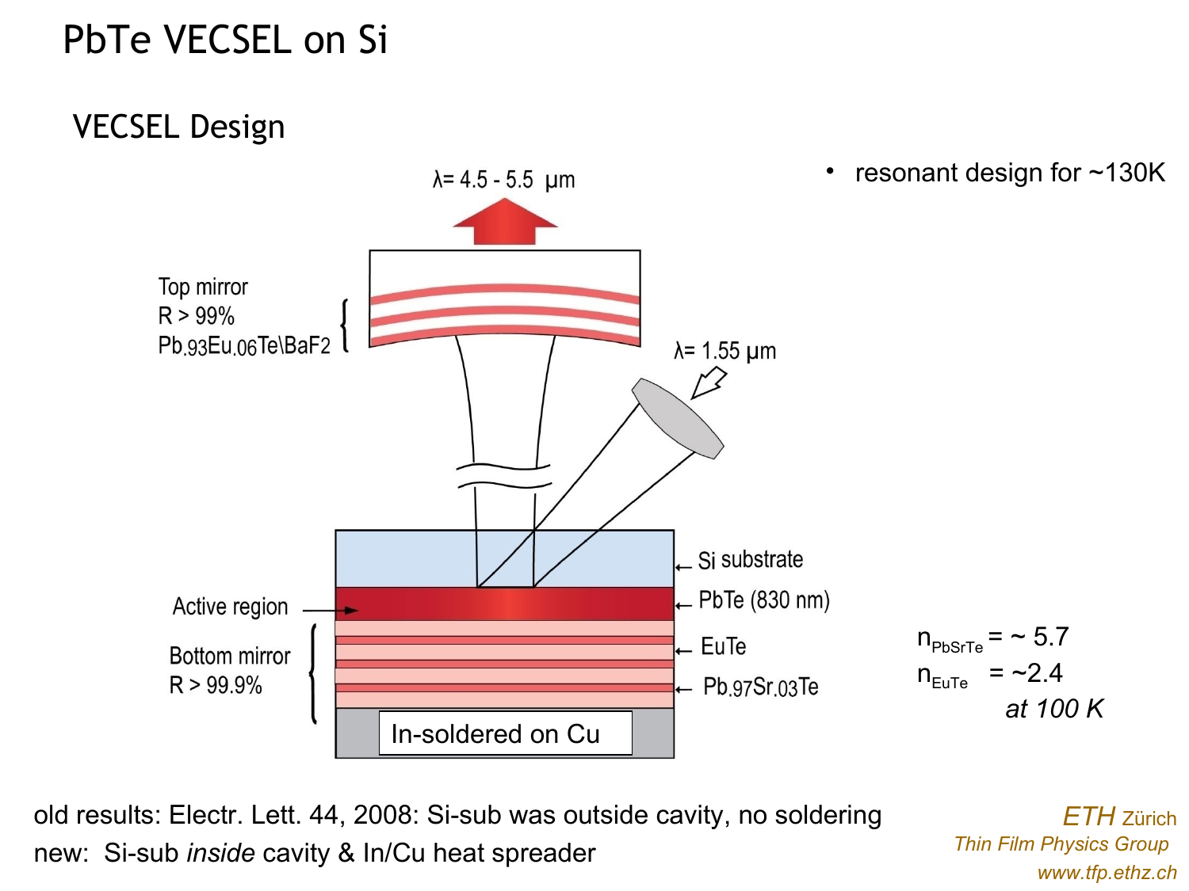# PbTe VECSEL on Si

## VECSEL Design

- resonant design for ~130K

$\lambda$= 4.5 - 5.5 µm

Top mirror
R > 99%
$Pb_{.93}Eu_{.06}Te\backslash BaF_2$

$\lambda$= 1.55 µm

Si substrate

PbTe (830 nm)

Active region

Bottom mirror
R > 99.9%

EuTe

$Pb_{.97}Sr_{.03}Te$

In-soldered on Cu

$n_{PbSrTe}$ = ~ 5.7
$n_{EuTe}$ = ~2.4
*at 100 K*

old results: Electr. Lett. 44, 2008: Si-sub was outside cavity, no soldering

new: Si-sub *inside* cavity & In/Cu heat spreader

*ETH* Zürich
*Thin Film Physics Group*
*www.tfp.ethz.ch*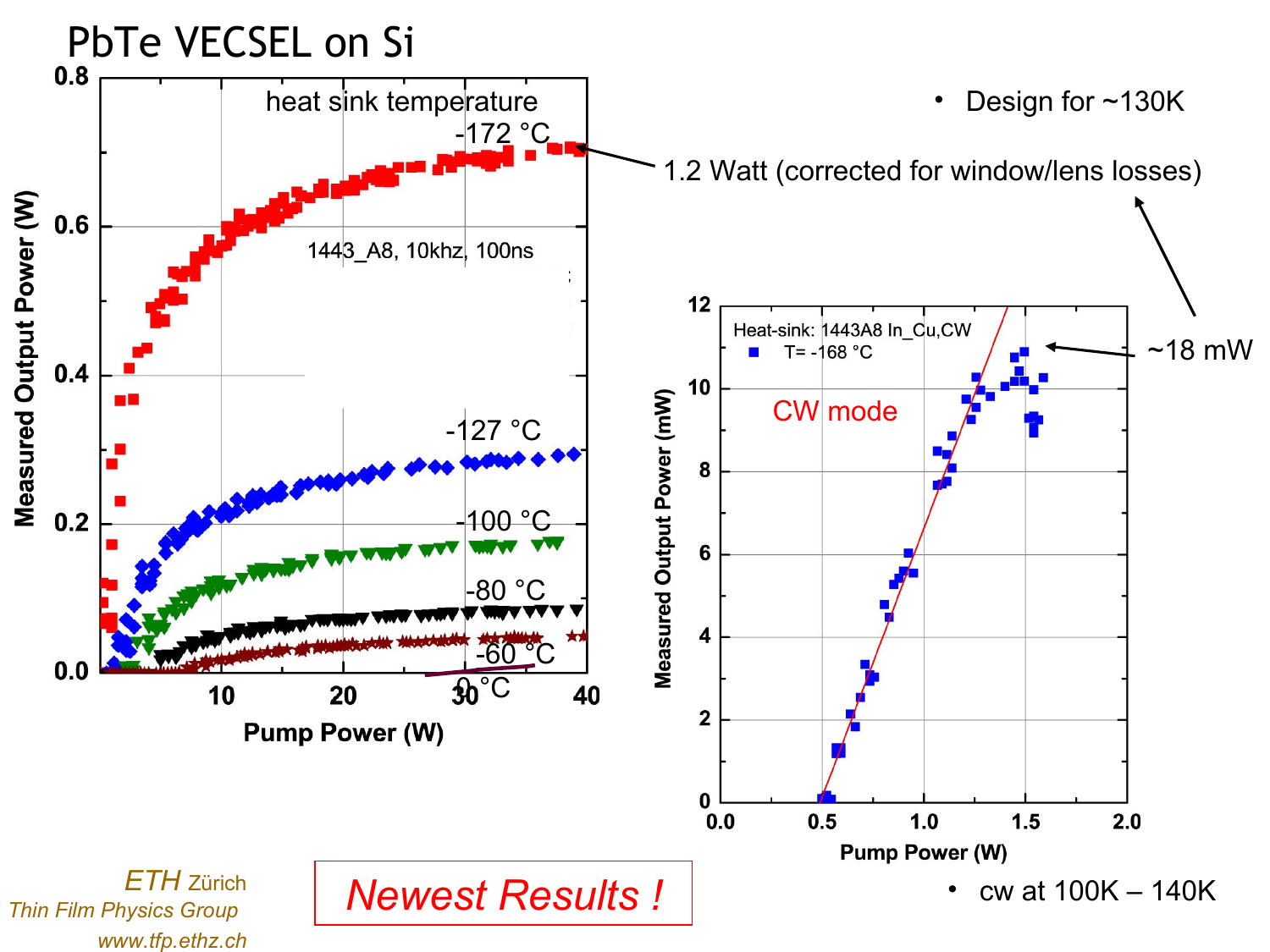# PbTe VECSEL on Si

- Design for ~130K

1.2 Watt (corrected for window/lens losses)

~18 mW

- cw at 100K – 140K

**Newest Results !**

*ETH Zürich*
*Thin Film Physics Group*
*www.tfp.ethz.ch*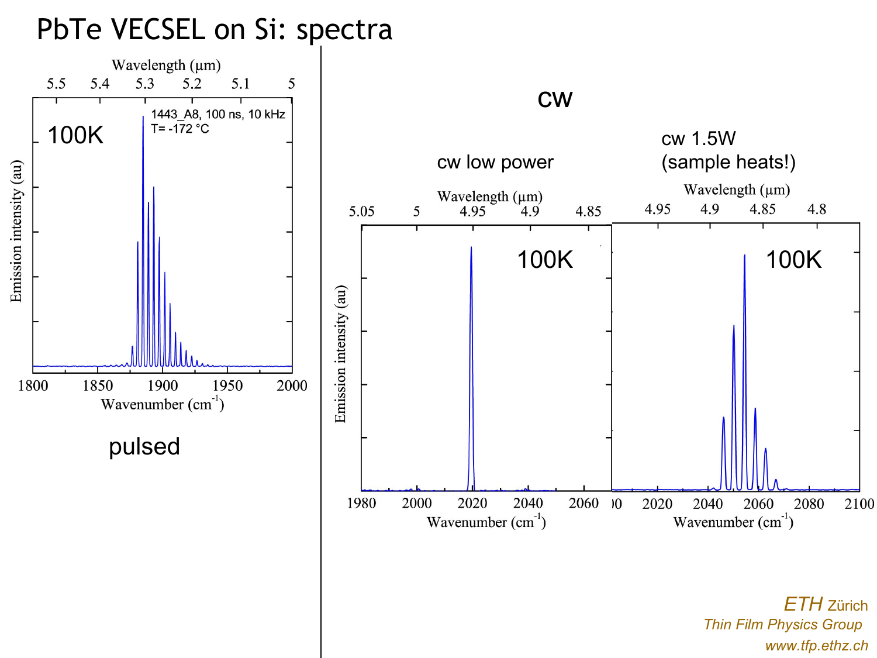# PbTe VECSEL on Si: spectra

**pulsed**

Wavelength (μm): 5.5, 5.4, 5.3, 5.2, 5.1, 5

1443_A8, 100 ns, 10 kHz
T= -172 °C

100K

Emission intensity (au)

Wavenumber ($cm^{-1}$): 1800, 1850, 1900, 1950, 2000

**cw**

cw low power

Wavelength (μm): 5.05, 5, 4.95, 4.9, 4.85

100K

Emission intensity (au)

Wavenumber ($cm^{-1}$): 1980, 2000, 2020, 2040, 2060

cw 1.5W
(sample heats!)

Wavelength (μm): 4.95, 4.9, 4.85, 4.8

100K

Wavenumber ($cm^{-1}$): 2000, 2020, 2040, 2060, 2080, 2100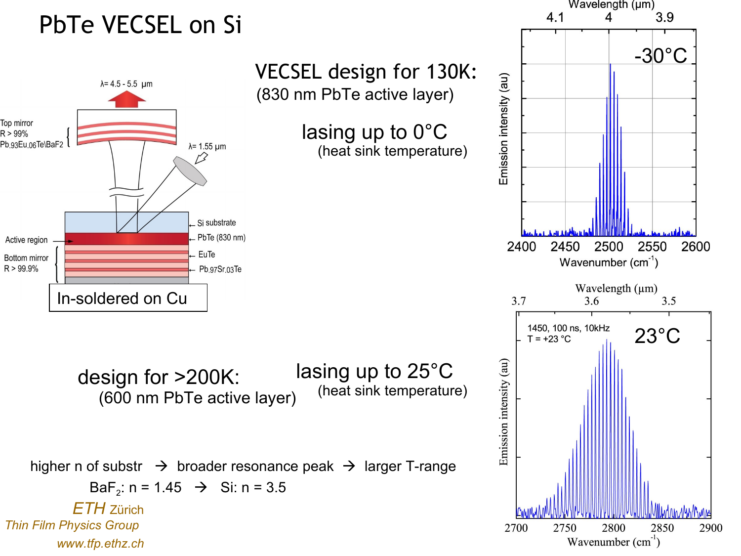# PbTe VECSEL on Si

VECSEL design for 130K:
(830 nm PbTe active layer)

lasing up to 0°C
(heat sink temperature)

design for >200K:
(600 nm PbTe active layer)

lasing up to 25°C
(heat sink temperature)

higher n of substr → broader resonance peak → larger T-range

$BaF_2$: n = 1.45 → Si: n = 3.5

*ETH* Zürich
*Thin Film Physics Group*
*www.tfp.ethz.ch*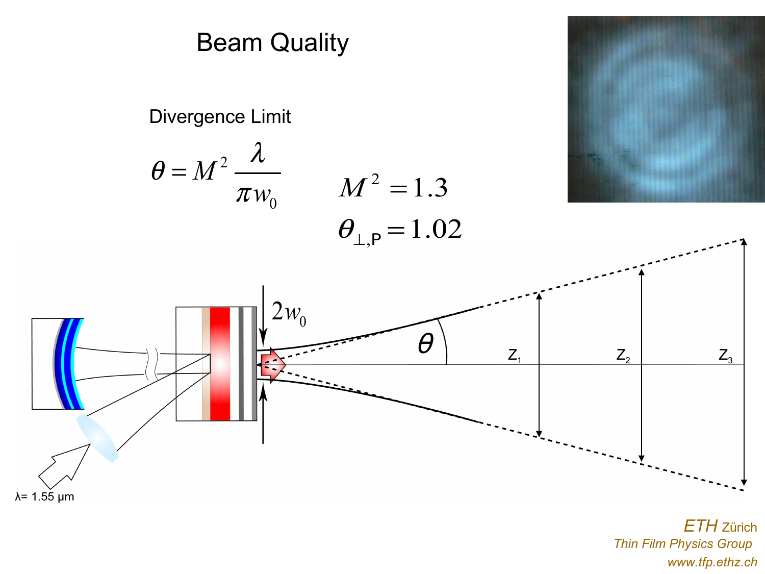# Beam Quality

Divergence Limit

$$\theta = M^2 \frac{\lambda}{\pi w_0}$$

$$M^2 = 1.3$$

$$\theta_{\perp,P} = 1.02$$

$2w_0$

$\theta$

$Z_1$

$Z_2$

$Z_3$

λ= 1.55 μm

*ETH* Zürich

*Thin Film Physics Group*

*www.tfp.ethz.ch*